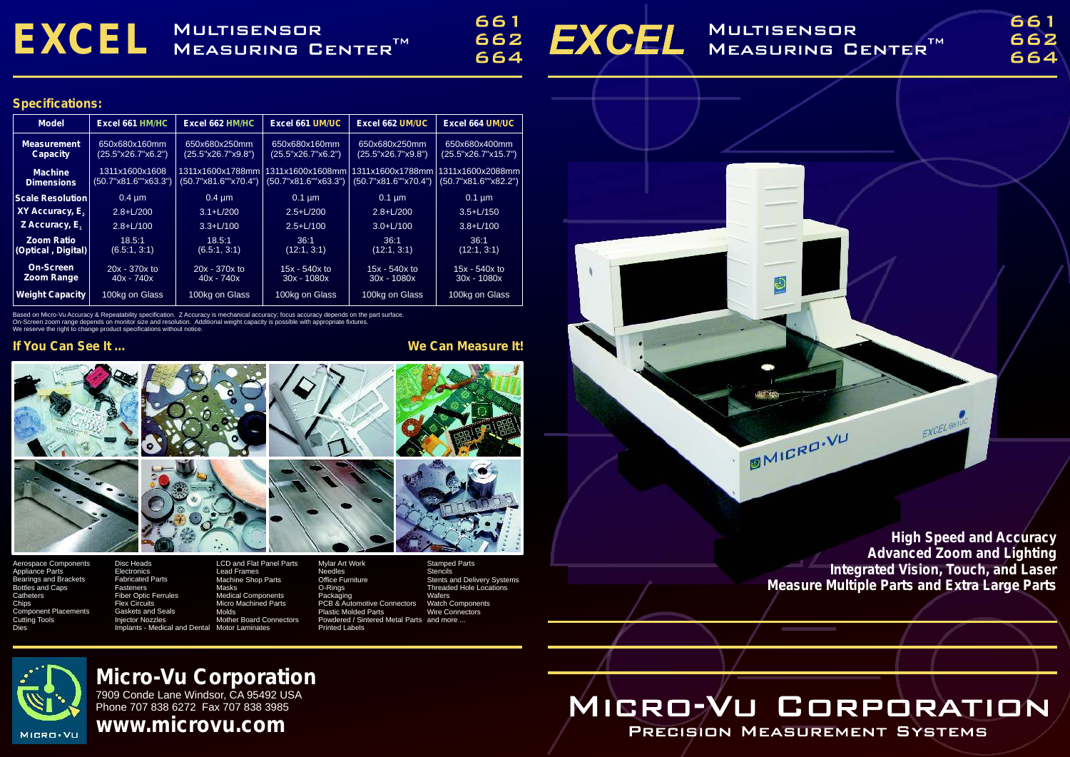# EXCEL Multisensor Measuring Center™ 661 662 664

## Specifications:

| Model | Excel 661 HM/HC | Excel 662 HM/HC | Excel 661 UM/UC | Excel 662 UM/UC | Excel 664 UM/UC |
|---|---|---|---|---|---|
| Measurement Capacity | 650x680x160mm (25.5"x26.7"x6.2") | 650x680x250mm (25.5"x26.7"x9.8") | 650x680x160mm (25.5"x26.7"x6.2") | 650x680x250mm (25.5"x26.7"x9.8") | 650x680x400mm (25.5"x26.7"x15.7") |
| Machine Dimensions | 1311x1600x1608 (50.7"x81.6""x63.3") | 1311x1600x1788mm (50.7"x81.6""x70.4") | 1311x1600x1608mm (50.7"x81.6""x63.3") | 1311x1600x1788mm (50.7"x81.6""x70.4") | 1311x1600x2088mm (50.7"x81.6""x82.2") |
| Scale Resolution | 0.4 µm | 0.4 µm | 0.1 µm | 0.1 µm | 0.1 µm |
| XY Accuracy, $E_2$ | 2.8+L/200 | 3.1+L/200 | 2.5+L/200 | 2.8+L/200 | 3.5+L/150 |
| Z Accuracy, $E_1$ | 2.8+L/100 | 3.3+L/100 | 2.5+L/100 | 3.0+L/100 | 3.8+L/100 |
| Zoom Ratio (Optical , Digital) | 18.5:1 (6.5:1, 3:1) | 18.5:1 (6.5:1, 3:1) | 36:1 (12:1, 3:1) | 36:1 (12:1, 3:1) | 36:1 (12:1, 3:1) |
| On-Screen Zoom Range | 20x - 370x to 40x - 740x | 20x - 370x to 40x - 740x | 15x - 540x to 30x - 1080x | 15x - 540x to 30x - 1080x | 15x - 540x to 30x - 1080x |
| Weight Capacity | 100kg on Glass | 100kg on Glass | 100kg on Glass | 100kg on Glass | 100kg on Glass |

Based on Micro-Vu Accuracy & Repeatability specification. Z Accuracy is mechanical accuracy; focus accuracy depends on the part surface.
On-Screen zoom range depends on monitor size and resolution. Additional weight capacity is possible with appropriate fixtures.
We reserve the right to change product specifications without notice.

## If You Can See It ... We Can Measure It!

Aerospace Components
Appliance Parts
Bearings and Brackets
Bottles and Caps
Catheters
Chips
Component Placements
Cutting Tools
Dies
Disc Heads
Electronics
Fabricated Parts
Fasteners
Fiber Optic Ferrules
Flex Circuits
Gaskets and Seals
Injector Nozzles
Implants - Medical and Dental
LCD and Flat Panel Parts
Lead Frames
Machine Shop Parts
Masks
Medical Components
Micro Machined Parts
Molds
Mother Board Connectors
Motor Laminates
Mylar Art Work
Needles
Office Furniture
O-Rings
Packaging
PCB & Automotive Connectors
Plastic Molded Parts
Powdered / Sintered Metal Parts
Printed Labels
Stamped Parts
Stencils
Stents and Delivery Systems
Threaded Hole Locations
Wafers
Watch Components
Wire Connectors
and more ...

## Micro-Vu Corporation

7909 Conde Lane Windsor, CA 95492 USA
Phone 707 838 6272 Fax 707 838 3985
**www.microvu.com**

# EXCEL Multisensor Measuring Center™ 661 662 664

**High Speed and Accuracy**
**Advanced Zoom and Lighting**
**Integrated Vision, Touch, and Laser**
**Measure Multiple Parts and Extra Large Parts**

# Micro-Vu Corporation

Precision Measurement Systems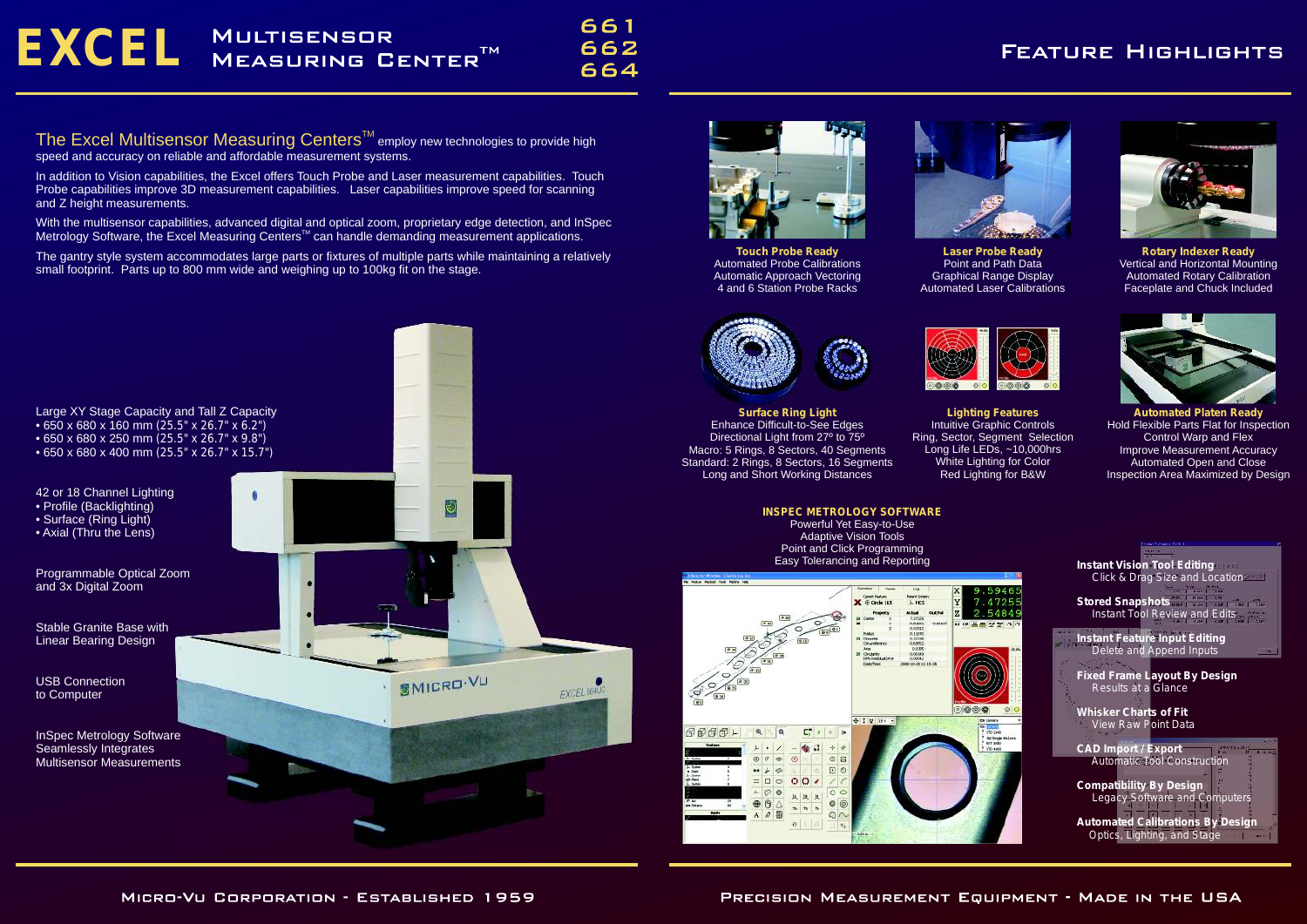# EXCEL Multisensor Measuring Center™ 661 662 664

# Feature Highlights

The Excel Multisensor Measuring Centers™ employ new technologies to provide high speed and accuracy on reliable and affordable measurement systems.

In addition to Vision capabilities, the Excel offers Touch Probe and Laser measurement capabilities. Touch Probe capabilities improve 3D measurement capabilities. Laser capabilities improve speed for scanning and Z height measurements.

With the multisensor capabilities, advanced digital and optical zoom, proprietary edge detection, and InSpec Metrology Software, the Excel Measuring Centers™ can handle demanding measurement applications.

The gantry style system accommodates large parts or fixtures of multiple parts while maintaining a relatively small footprint. Parts up to 800 mm wide and weighing up to 100kg fit on the stage.

Large XY Stage Capacity and Tall Z Capacity
- 650 x 680 x 160 mm (25.5" x 26.7" x 6.2")
- 650 x 680 x 250 mm (25.5" x 26.7" x 9.8")
- 650 x 680 x 400 mm (25.5" x 26.7" x 15.7")

42 or 18 Channel Lighting
- Profile (Backlighting)
- Surface (Ring Light)
- Axial (Thru the Lens)

Programmable Optical Zoom and 3x Digital Zoom

Stable Granite Base with Linear Bearing Design

USB Connection to Computer

InSpec Metrology Software Seamlessly Integrates Multisensor Measurements

**Touch Probe Ready**
Automated Probe Calibrations
Automatic Approach Vectoring
4 and 6 Station Probe Racks

**Laser Probe Ready**
Point and Path Data
Graphical Range Display
Automated Laser Calibrations

**Rotary Indexer Ready**
Vertical and Horizontal Mounting
Automated Rotary Calibration
Faceplate and Chuck Included

**Surface Ring Light**
Enhance Difficult-to-See Edges
Directional Light from 27º to 75º
Macro: 5 Rings, 8 Sectors, 40 Segments
Standard: 2 Rings, 8 Sectors, 16 Segments
Long and Short Working Distances

**Lighting Features**
Intuitive Graphic Controls
Ring, Sector, Segment Selection
Long Life LEDs, ~10,000hrs
White Lighting for Color
Red Lighting for B&W

**Automated Platen Ready**
Hold Flexible Parts Flat for Inspection
Control Warp and Flex
Improve Measurement Accuracy
Automated Open and Close
Inspection Area Maximized by Design

**INSPEC METROLOGY SOFTWARE**
Powerful Yet Easy-to-Use
Adaptive Vision Tools
Point and Click Programming
Easy Tolerancing and Reporting

**Instant Vision Tool Editing**
Click & Drag Size and Location

**Stored Snapshots**
Instant Tool Review and Edits

**Instant Feature Input Editing**
Delete and Append Inputs

**Fixed Frame Layout By Design**
Results at a Glance

**Whisker Charts of Fit**
View Raw Point Data

**CAD Import / Export**
Automatic Tool Construction

**Compatibility By Design**
Legacy Software and Computers

**Automated Calibrations By Design**
Optics, Lighting, and Stage

Micro-Vu Corporation - Established 1959

Precision Measurement Equipment - Made in the USA